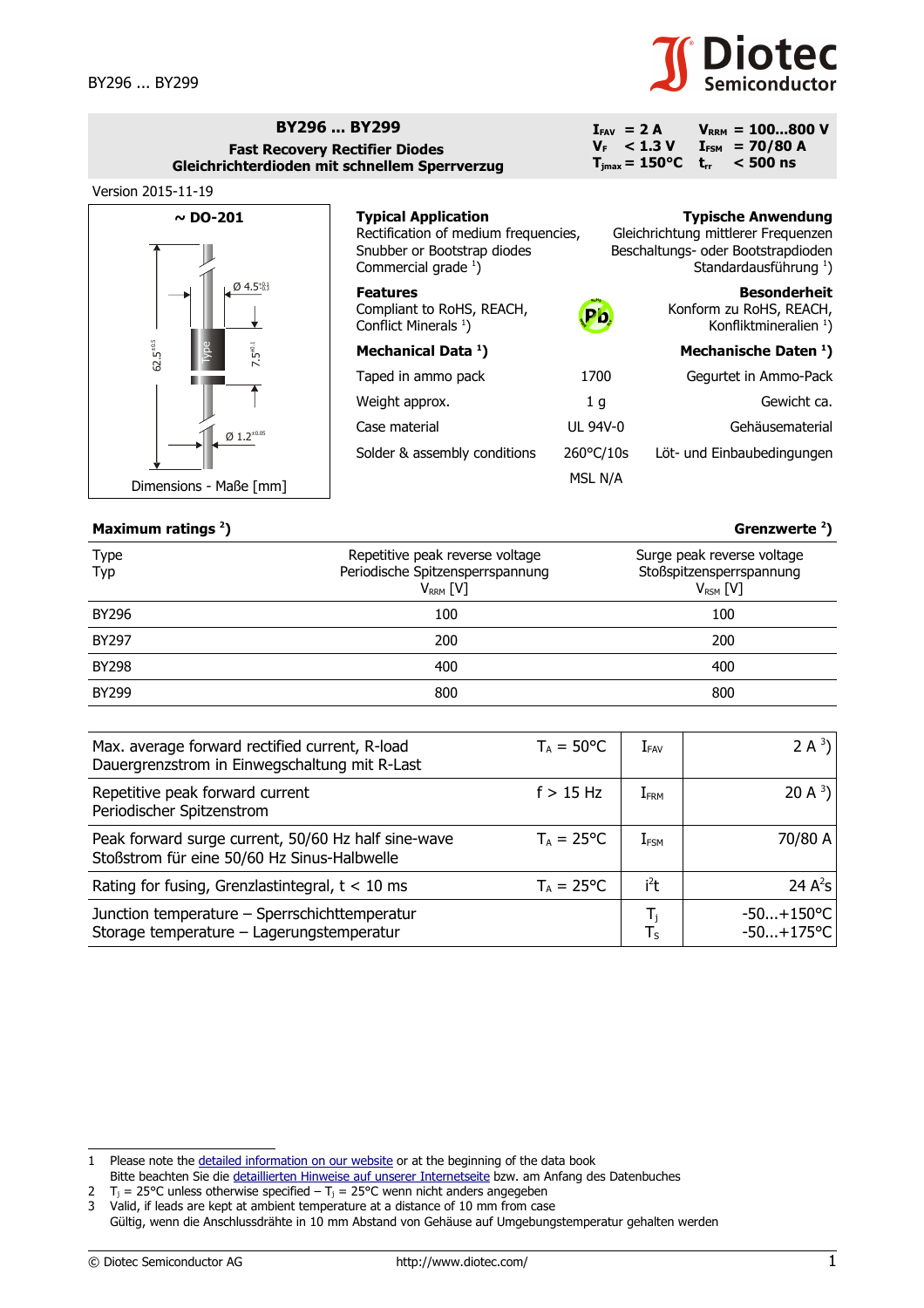# BY296 ... BY299

**Fast Recovery Rectifier Diodes**
**Gleichrichterdioden mit schnellem Sperrverzug**

| | | | |
|---|---|---|---|
| $I_{FAV}$ | = 2 A | $V_{RRM}$ | = 100...800 V |
| $V_F$ | < 1.3 V | $I_{FSM}$ | = 70/80 A |
| $T_{jmax}$ | = 150°C | $t_{rr}$ | < 500 ns |

Version 2015-11-19

**~ DO-201**

Ø 4.5, 62.5, 7.5, Ø 1.2, Type

Dimensions - Maße [mm]

| **Typical Application** | | **Typische Anwendung** |
|---|---|---|
| Rectification of medium frequencies, Snubber or Bootstrap diodes | | Gleichrichtung mittlerer Frequenzen Beschaltungs- oder Bootstrapdioden |
| Commercial grade [1]) | | Standardausführung [1]) |
| **Features** | | **Besonderheit** |
| Compliant to RoHS, REACH, Conflict Minerals [1]) | | Konform zu RoHS, REACH, Konfliktmineralien [1]) |
| **Mechanical Data [1])** | | **Mechanische Daten [1])** |
| Taped in ammo pack | 1700 | Gegurtet in Ammo-Pack |
| Weight approx. | 1 g | Gewicht ca. |
| Case material | UL 94V-0 | Gehäusematerial |
| Solder & assembly conditions | 260°C/10s | Löt- und Einbaubedingungen |
| | MSL N/A | |

## Maximum ratings [2]) — Grenzwerte [2])

| Type<br>Typ | Repetitive peak reverse voltage<br>Periodische Spitzensperrspannung<br>$V_{RRM}$ [V] | Surge peak reverse voltage<br>Stoßspitzensperrspannung<br>$V_{RSM}$ [V] |
|---|---|---|
| BY296 | 100 | 100 |
| BY297 | 200 | 200 |
| BY298 | 400 | 400 |
| BY299 | 800 | 800 |

| | | | |
|---|---|---|---|
| Max. average forward rectified current, R-load<br>Dauergrenzstrom in Einwegschaltung mit R-Last | $T_A$ = 50°C | $I_{FAV}$ | 2 A [3]) |
| Repetitive peak forward current<br>Periodischer Spitzenstrom | f > 15 Hz | $I_{FRM}$ | 20 A [3]) |
| Peak forward surge current, 50/60 Hz half sine-wave<br>Stoßstrom für eine 50/60 Hz Sinus-Halbwelle | $T_A$ = 25°C | $I_{FSM}$ | 70/80 A |
| Rating for fusing, Grenzlastintegral, t < 10 ms | $T_A$ = 25°C | $i^2t$ | 24 $A^2s$ |
| Junction temperature – Sperrschichttemperatur<br>Storage temperature – Lagerungstemperatur | | $T_j$<br>$T_S$ | -50...+150°C<br>-50...+175°C |

1 Please note the detailed information on our website or at the beginning of the data book
Bitte beachten Sie die detaillierten Hinweise auf unserer Internetseite bzw. am Anfang des Datenbuches
2 $T_j$ = 25°C unless otherwise specified – $T_j$ = 25°C wenn nicht anders angegeben
3 Valid, if leads are kept at ambient temperature at a distance of 10 mm from case
Gültig, wenn die Anschlussdrähte in 10 mm Abstand von Gehäuse auf Umgebungstemperatur gehalten werden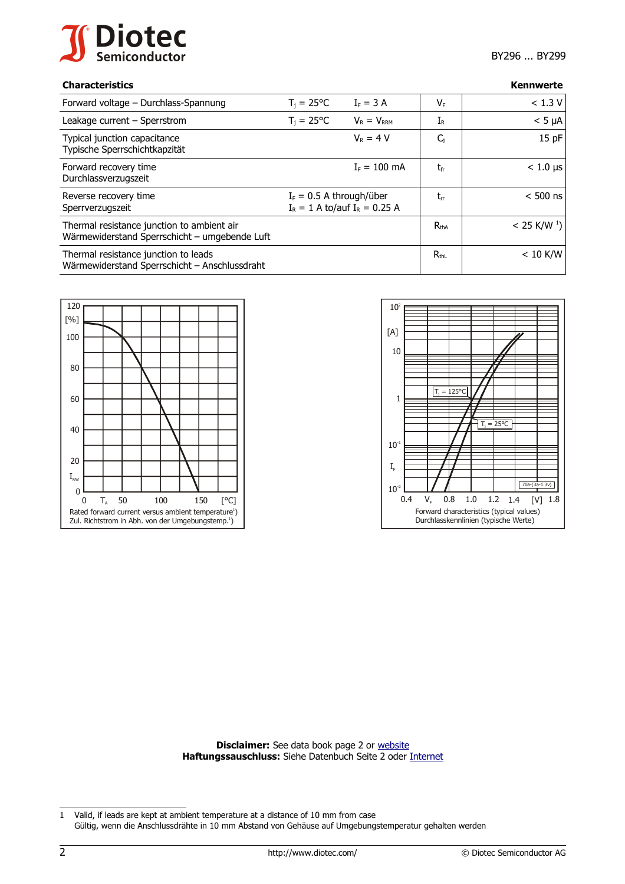| Characteristics | | | | Kennwerte |
|---|---|---|---|---|
| Forward voltage – Durchlass-Spannung | $T_j$ = 25°C | $I_F$ = 3 A | $V_F$ | < 1.3 V |
| Leakage current – Sperrstrom | $T_j$ = 25°C | $V_R$ = $V_{RRM}$ | $I_R$ | < 5 µA |
| Typical junction capacitance<br>Typische Sperrschichtkapzität | | $V_R$ = 4 V | $C_j$ | 15 pF |
| Forward recovery time<br>Durchlassverzugszeit | | $I_F$ = 100 mA | $t_{fr}$ | < 1.0 µs |
| Reverse recovery time<br>Sperrverzugszeit | $I_F$ = 0.5 A through/über<br>$I_R$ = 1 A to/auf $I_R$ = 0.25 A | | $t_{rr}$ | < 500 ns |
| Thermal resistance junction to ambient air<br>Wärmewiderstand Sperrschicht – umgebende Luft | | | $R_{thA}$ | < 25 K/W [1]) |
| Thermal resistance junction to leads<br>Wärmewiderstand Sperrschicht – Anschlussdraht | | | $R_{thL}$ | < 10 K/W |

120
[%]
100
80
60
40
20
$I_{FAV}$
0
0 $T_A$ 50 100 150 [°C]

Rated forward current versus ambient temperature[1])
Zul. Richtstrom in Abh. von der Umgebungstemp.[1])

$10^2$
[A]
10
1
$10^{-1}$
$I_F$
$10^{-2}$
$T_j$ = 125°C
$T_j$ = 25°C
70a-(3a-1.3v)
0.4 $V_F$ 0.8 1.0 1.2 1.4 [V] 1.8

Forward characteristics (typical values)
Durchlasskennlinien (typische Werte)

**Disclaimer:** See data book page 2 or website
**Haftungssausschluss:** Siehe Datenbuch Seite 2 oder Internet

1 Valid, if leads are kept at ambient temperature at a distance of 10 mm from case
Gültig, wenn die Anschlussdrähte in 10 mm Abstand von Gehäuse auf Umgebungstemperatur gehalten werden